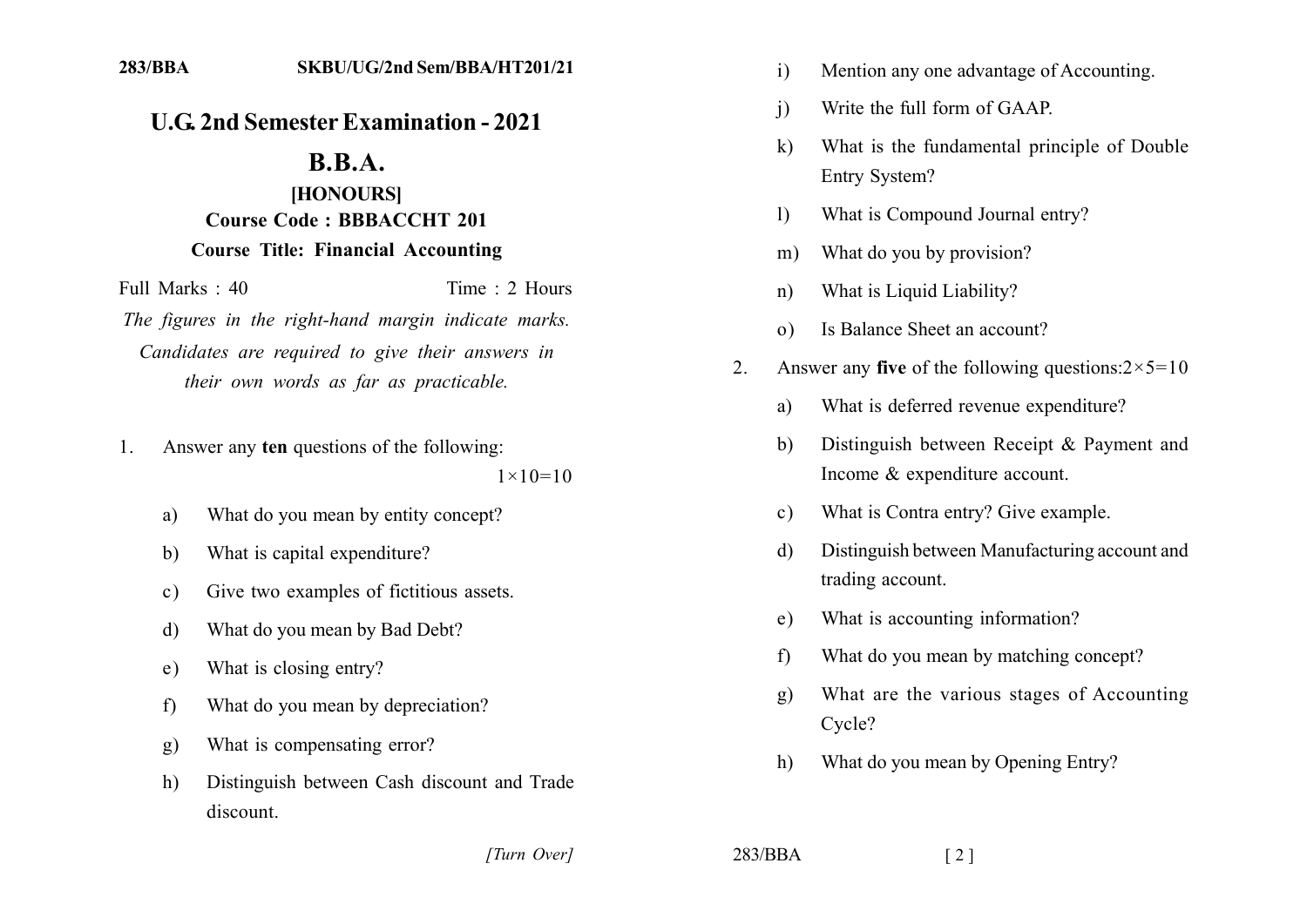283/BBA SKBU/UG/2nd Sem/BBA/HT201/21

# U.G. 2nd Semester Examination - 2021

## B.B.A.

### [HONOURS]

**Course Code : BBBACCHT 201**

**Course Title: Financial Accounting**

Full Marks : 40 Time : 2 Hours

*The figures in the right-hand margin indicate marks. Candidates are required to give their answers in their own words as far as practicable.*

1. Answer any **ten** questions of the following: $1\times10=10$

   a) What do you mean by entity concept?

   b) What is capital expenditure?

   c) Give two examples of fictitious assets.

   d) What do you mean by Bad Debt?

   e) What is closing entry?

   f) What do you mean by depreciation?

   g) What is compensating error?

   h) Distinguish between Cash discount and Trade discount.

   i) Mention any one advantage of Accounting.

   j) Write the full form of GAAP.

   k) What is the fundamental principle of Double Entry System?

   l) What is Compound Journal entry?

   m) What do you by provision?

   n) What is Liquid Liability?

   o) Is Balance Sheet an account?

2. Answer any **five** of the following questions: $2\times5=10$

   a) What is deferred revenue expenditure?

   b) Distinguish between Receipt & Payment and Income & expenditure account.

   c) What is Contra entry? Give example.

   d) Distinguish between Manufacturing account and trading account.

   e) What is accounting information?

   f) What do you mean by matching concept?

   g) What are the various stages of Accounting Cycle?

   h) What do you mean by Opening Entry?

[Turn Over]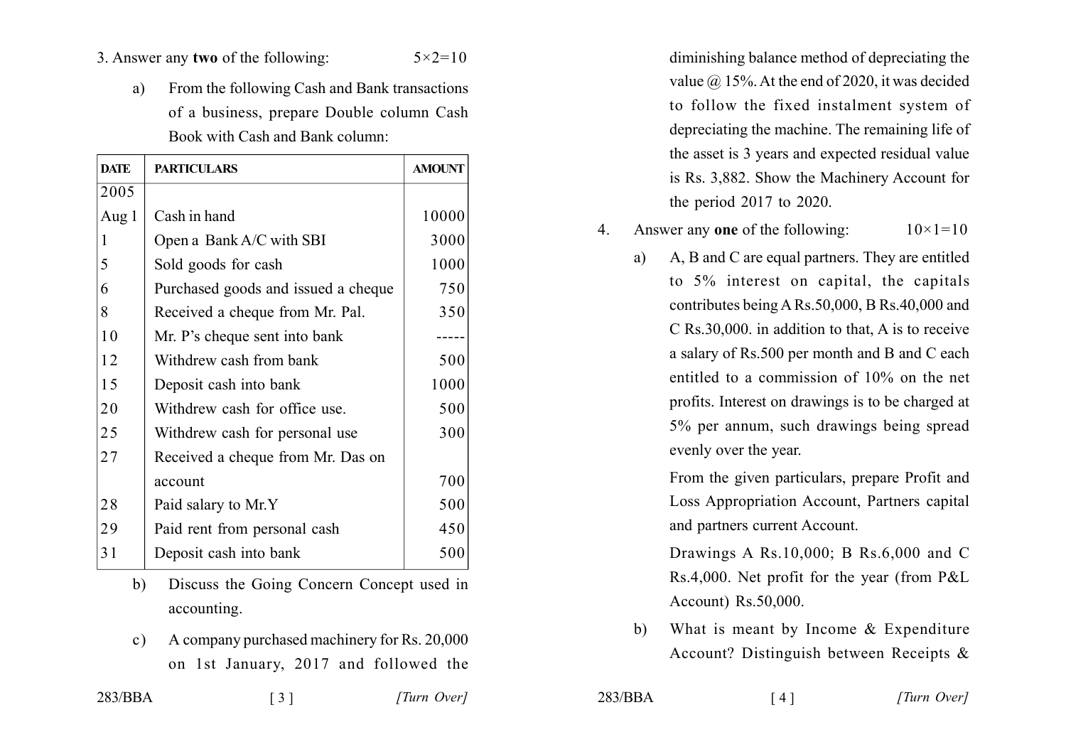3. Answer any **two** of the following: 5×2=10

a) From the following Cash and Bank transactions of a business, prepare Double column Cash Book with Cash and Bank column:

| DATE | PARTICULARS | AMOUNT |
|---|---|---|
| 2005 | | |
| Aug 1 | Cash in hand | 10000 |
| 1 | Open a Bank A/C with SBI | 3000 |
| 5 | Sold goods for cash | 1000 |
| 6 | Purchased goods and issued a cheque | 750 |
| 8 | Received a cheque from Mr. Pal. | 350 |
| 10 | Mr. P's cheque sent into bank | ----- |
| 12 | Withdrew cash from bank | 500 |
| 15 | Deposit cash into bank | 1000 |
| 20 | Withdrew cash for office use. | 500 |
| 25 | Withdrew cash for personal use | 300 |
| 27 | Received a cheque from Mr. Das on account | 700 |
| 28 | Paid salary to Mr.Y | 500 |
| 29 | Paid rent from personal cash | 450 |
| 31 | Deposit cash into bank | 500 |

b) Discuss the Going Concern Concept used in accounting.

c) A company purchased machinery for Rs. 20,000 on 1st January, 2017 and followed the diminishing balance method of depreciating the value @ 15%. At the end of 2020, it was decided to follow the fixed instalment system of depreciating the machine. The remaining life of the asset is 3 years and expected residual value is Rs. 3,882. Show the Machinery Account for the period 2017 to 2020.

4. Answer any **one** of the following: 10×1=10

a) A, B and C are equal partners. They are entitled to 5% interest on capital, the capitals contributes being A Rs.50,000, B Rs.40,000 and C Rs.30,000. in addition to that, A is to receive a salary of Rs.500 per month and B and C each entitled to a commission of 10% on the net profits. Interest on drawings is to be charged at 5% per annum, such drawings being spread evenly over the year.

From the given particulars, prepare Profit and Loss Appropriation Account, Partners capital and partners current Account.

Drawings A Rs.10,000; B Rs.6,000 and C Rs.4,000. Net profit for the year (from P&L Account) Rs.50,000.

b) What is meant by Income & Expenditure Account? Distinguish between Receipts &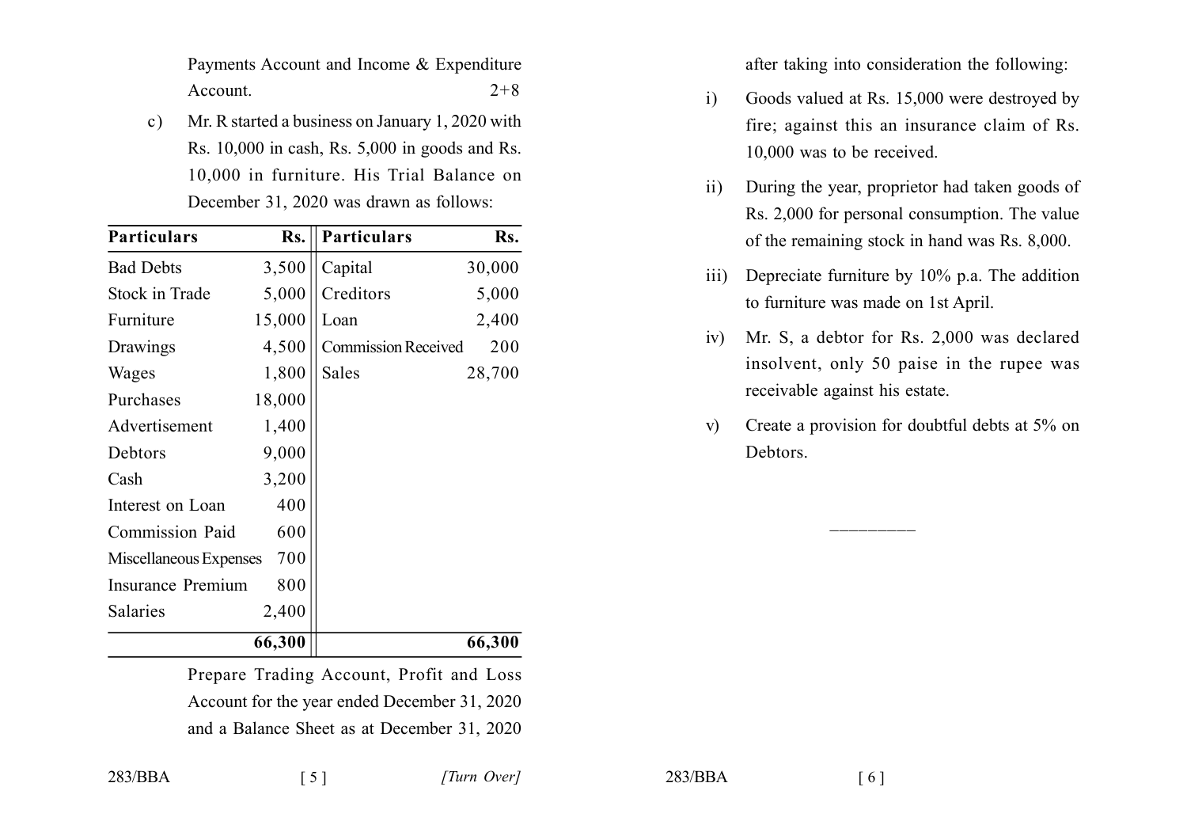Payments Account and Income & Expenditure Account. 2+8

c) Mr. R started a business on January 1, 2020 with Rs. 10,000 in cash, Rs. 5,000 in goods and Rs. 10,000 in furniture. His Trial Balance on December 31, 2020 was drawn as follows:

| Particulars | Rs. | Particulars | Rs. |
|---|---|---|---|
| Bad Debts | 3,500 | Capital | 30,000 |
| Stock in Trade | 5,000 | Creditors | 5,000 |
| Furniture | 15,000 | Loan | 2,400 |
| Drawings | 4,500 | Commission Received | 200 |
| Wages | 1,800 | Sales | 28,700 |
| Purchases | 18,000 | | |
| Advertisement | 1,400 | | |
| Debtors | 9,000 | | |
| Cash | 3,200 | | |
| Interest on Loan | 400 | | |
| Commission Paid | 600 | | |
| Miscellaneous Expenses | 700 | | |
| Insurance Premium | 800 | | |
| Salaries | 2,400 | | |
| | **66,300** | | **66,300** |

Prepare Trading Account, Profit and Loss Account for the year ended December 31, 2020 and a Balance Sheet as at December 31, 2020 after taking into consideration the following:

i) Goods valued at Rs. 15,000 were destroyed by fire; against this an insurance claim of Rs. 10,000 was to be received.

ii) During the year, proprietor had taken goods of Rs. 2,000 for personal consumption. The value of the remaining stock in hand was Rs. 8,000.

iii) Depreciate furniture by 10% p.a. The addition to furniture was made on 1st April.

iv) Mr. S, a debtor for Rs. 2,000 was declared insolvent, only 50 paise in the rupee was receivable against his estate.

v) Create a provision for doubtful debts at 5% on Debtors.

---------